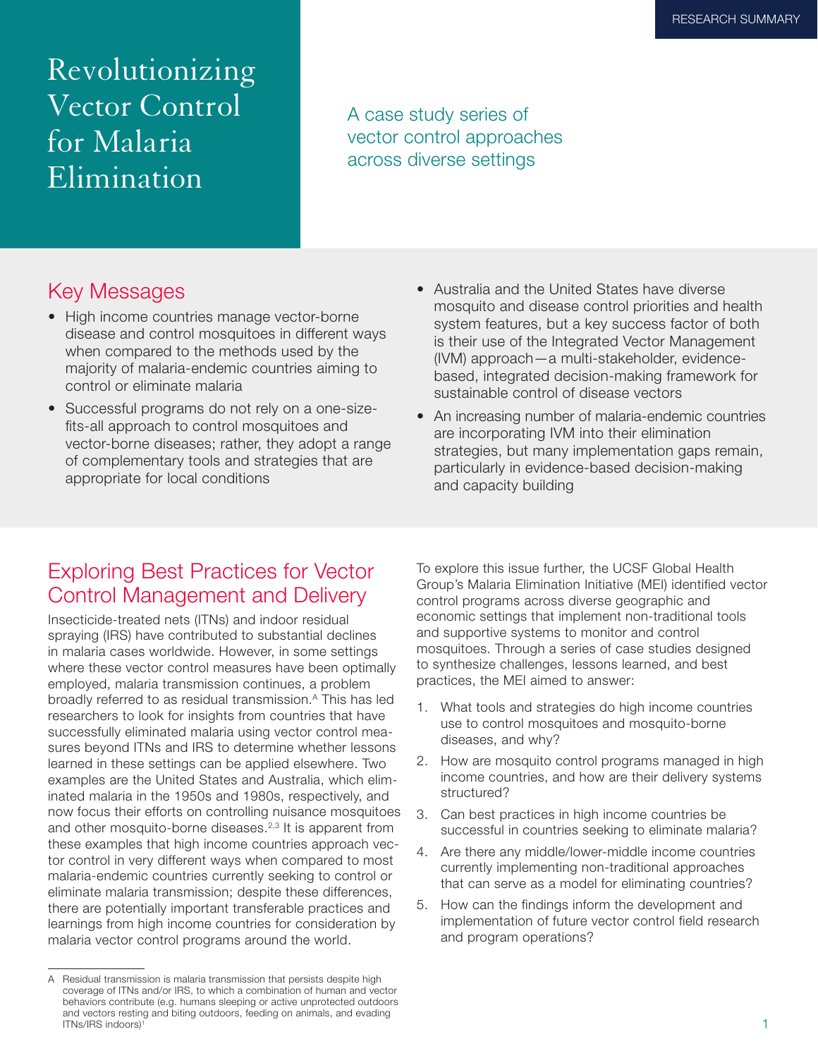RESEARCH SUMMARY

# Revolutionizing Vector Control for Malaria Elimination

A case study series of vector control approaches across diverse settings

## Key Messages

- High income countries manage vector-borne disease and control mosquitoes in different ways when compared to the methods used by the majority of malaria-endemic countries aiming to control or eliminate malaria
- Successful programs do not rely on a one-size-fits-all approach to control mosquitoes and vector-borne diseases; rather, they adopt a range of complementary tools and strategies that are appropriate for local conditions
- Australia and the United States have diverse mosquito and disease control priorities and health system features, but a key success factor of both is their use of the Integrated Vector Management (IVM) approach—a multi-stakeholder, evidence-based, integrated decision-making framework for sustainable control of disease vectors
- An increasing number of malaria-endemic countries are incorporating IVM into their elimination strategies, but many implementation gaps remain, particularly in evidence-based decision-making and capacity building

## Exploring Best Practices for Vector Control Management and Delivery

Insecticide-treated nets (ITNs) and indoor residual spraying (IRS) have contributed to substantial declines in malaria cases worldwide. However, in some settings where these vector control measures have been optimally employed, malaria transmission continues, a problem broadly referred to as residual transmission.[A] This has led researchers to look for insights from countries that have successfully eliminated malaria using vector control measures beyond ITNs and IRS to determine whether lessons learned in these settings can be applied elsewhere. Two examples are the United States and Australia, which eliminated malaria in the 1950s and 1980s, respectively, and now focus their efforts on controlling nuisance mosquitoes and other mosquito-borne diseases.[2,3] It is apparent from these examples that high income countries approach vector control in very different ways when compared to most malaria-endemic countries currently seeking to control or eliminate malaria transmission; despite these differences, there are potentially important transferable practices and learnings from high income countries for consideration by malaria vector control programs around the world.

To explore this issue further, the UCSF Global Health Group's Malaria Elimination Initiative (MEI) identified vector control programs across diverse geographic and economic settings that implement non-traditional tools and supportive systems to monitor and control mosquitoes. Through a series of case studies designed to synthesize challenges, lessons learned, and best practices, the MEI aimed to answer:

1. What tools and strategies do high income countries use to control mosquitoes and mosquito-borne diseases, and why?
2. How are mosquito control programs managed in high income countries, and how are their delivery systems structured?
3. Can best practices in high income countries be successful in countries seeking to eliminate malaria?
4. Are there any middle/lower-middle income countries currently implementing non-traditional approaches that can serve as a model for eliminating countries?
5. How can the findings inform the development and implementation of future vector control field research and program operations?

---

A Residual transmission is malaria transmission that persists despite high coverage of ITNs and/or IRS, to which a combination of human and vector behaviors contribute (e.g. humans sleeping or active unprotected outdoors and vectors resting and biting outdoors, feeding on animals, and evading ITNs/IRS indoors)[1]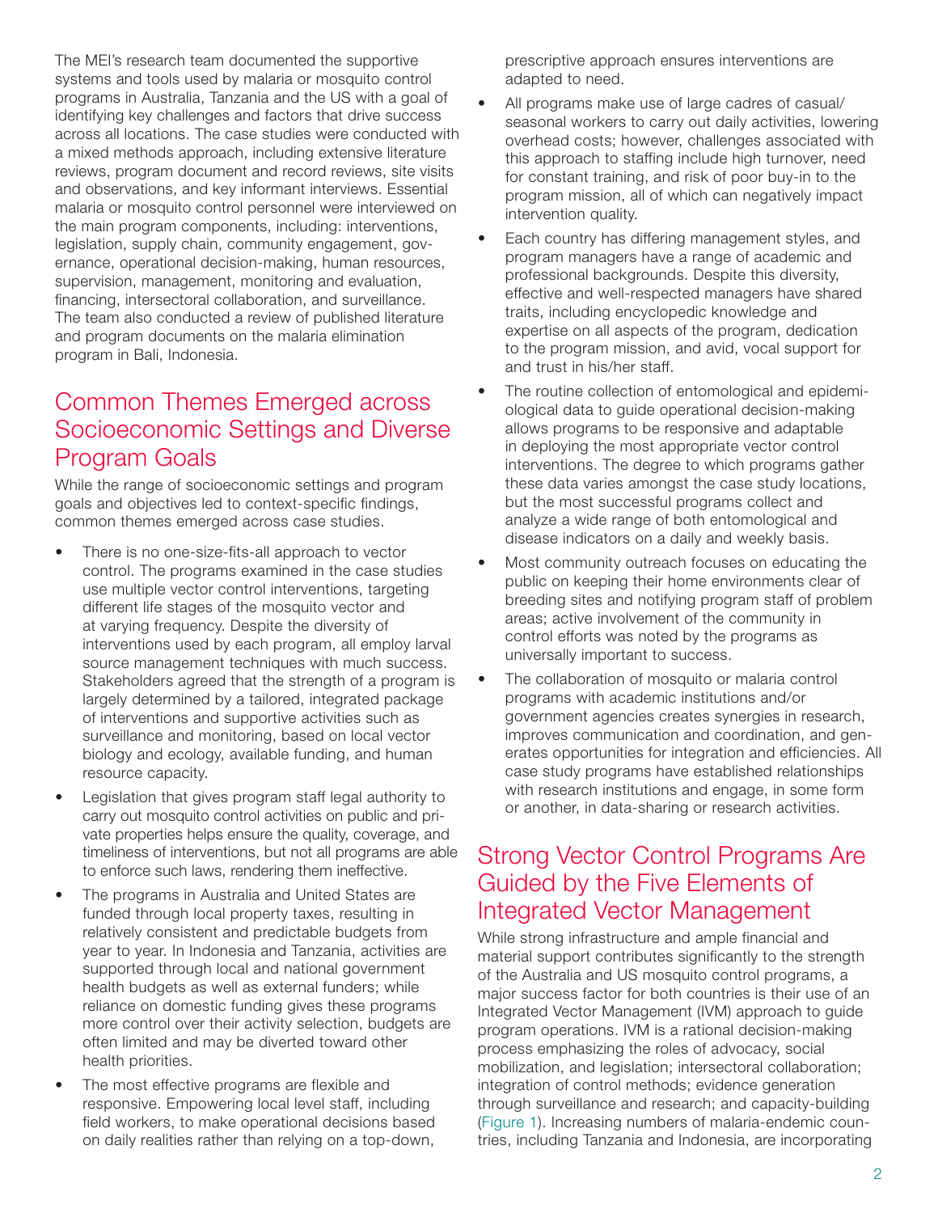The MEI's research team documented the supportive systems and tools used by malaria or mosquito control programs in Australia, Tanzania and the US with a goal of identifying key challenges and factors that drive success across all locations. The case studies were conducted with a mixed methods approach, including extensive literature reviews, program document and record reviews, site visits and observations, and key informant interviews. Essential malaria or mosquito control personnel were interviewed on the main program components, including: interventions, legislation, supply chain, community engagement, governance, operational decision-making, human resources, supervision, management, monitoring and evaluation, financing, intersectoral collaboration, and surveillance. The team also conducted a review of published literature and program documents on the malaria elimination program in Bali, Indonesia.

## Common Themes Emerged across Socioeconomic Settings and Diverse Program Goals

While the range of socioeconomic settings and program goals and objectives led to context-specific findings, common themes emerged across case studies.

- There is no one-size-fits-all approach to vector control. The programs examined in the case studies use multiple vector control interventions, targeting different life stages of the mosquito vector and at varying frequency. Despite the diversity of interventions used by each program, all employ larval source management techniques with much success. Stakeholders agreed that the strength of a program is largely determined by a tailored, integrated package of interventions and supportive activities such as surveillance and monitoring, based on local vector biology and ecology, available funding, and human resource capacity.
- Legislation that gives program staff legal authority to carry out mosquito control activities on public and private properties helps ensure the quality, coverage, and timeliness of interventions, but not all programs are able to enforce such laws, rendering them ineffective.
- The programs in Australia and United States are funded through local property taxes, resulting in relatively consistent and predictable budgets from year to year. In Indonesia and Tanzania, activities are supported through local and national government health budgets as well as external funders; while reliance on domestic funding gives these programs more control over their activity selection, budgets are often limited and may be diverted toward other health priorities.
- The most effective programs are flexible and responsive. Empowering local level staff, including field workers, to make operational decisions based on daily realities rather than relying on a top-down, prescriptive approach ensures interventions are adapted to need.
- All programs make use of large cadres of casual/seasonal workers to carry out daily activities, lowering overhead costs; however, challenges associated with this approach to staffing include high turnover, need for constant training, and risk of poor buy-in to the program mission, all of which can negatively impact intervention quality.
- Each country has differing management styles, and program managers have a range of academic and professional backgrounds. Despite this diversity, effective and well-respected managers have shared traits, including encyclopedic knowledge and expertise on all aspects of the program, dedication to the program mission, and avid, vocal support for and trust in his/her staff.
- The routine collection of entomological and epidemiological data to guide operational decision-making allows programs to be responsive and adaptable in deploying the most appropriate vector control interventions. The degree to which programs gather these data varies amongst the case study locations, but the most successful programs collect and analyze a wide range of both entomological and disease indicators on a daily and weekly basis.
- Most community outreach focuses on educating the public on keeping their home environments clear of breeding sites and notifying program staff of problem areas; active involvement of the community in control efforts was noted by the programs as universally important to success.
- The collaboration of mosquito or malaria control programs with academic institutions and/or government agencies creates synergies in research, improves communication and coordination, and generates opportunities for integration and efficiencies. All case study programs have established relationships with research institutions and engage, in some form or another, in data-sharing or research activities.

## Strong Vector Control Programs Are Guided by the Five Elements of Integrated Vector Management

While strong infrastructure and ample financial and material support contributes significantly to the strength of the Australia and US mosquito control programs, a major success factor for both countries is their use of an Integrated Vector Management (IVM) approach to guide program operations. IVM is a rational decision-making process emphasizing the roles of advocacy, social mobilization, and legislation; intersectoral collaboration; integration of control methods; evidence generation through surveillance and research; and capacity-building (Figure 1). Increasing numbers of malaria-endemic countries, including Tanzania and Indonesia, are incorporating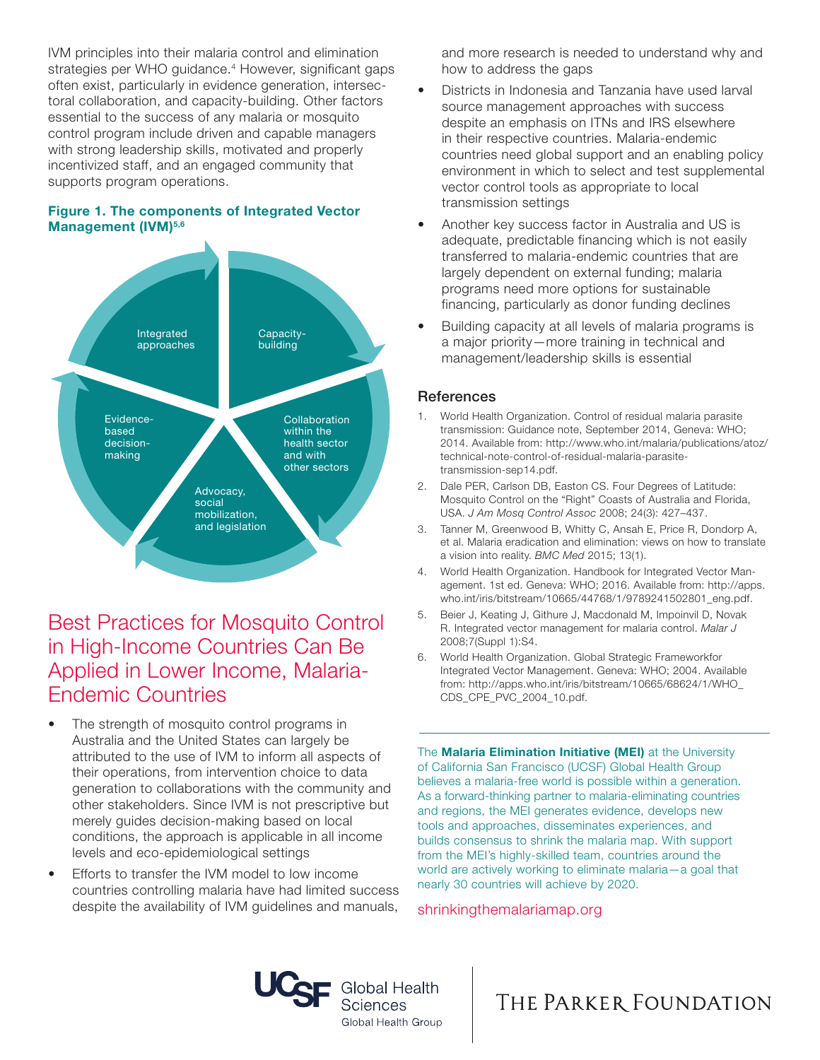IVM principles into their malaria control and elimination strategies per WHO guidance.[4] However, significant gaps often exist, particularly in evidence generation, intersectoral collaboration, and capacity-building. Other factors essential to the success of any malaria or mosquito control program include driven and capable managers with strong leadership skills, motivated and properly incentivized staff, and an engaged community that supports program operations.

**Figure 1. The components of Integrated Vector Management (IVM)[5,6]**

Integrated approaches

Capacity-building

Collaboration within the health sector and with other sectors

Advocacy, social mobilization, and legislation

Evidence-based decision-making

## Best Practices for Mosquito Control in High-Income Countries Can Be Applied in Lower Income, Malaria-Endemic Countries

- The strength of mosquito control programs in Australia and the United States can largely be attributed to the use of IVM to inform all aspects of their operations, from intervention choice to data generation to collaborations with the community and other stakeholders. Since IVM is not prescriptive but merely guides decision-making based on local conditions, the approach is applicable in all income levels and eco-epidemiological settings
- Efforts to transfer the IVM model to low income countries controlling malaria have had limited success despite the availability of IVM guidelines and manuals, and more research is needed to understand why and how to address the gaps
- Districts in Indonesia and Tanzania have used larval source management approaches with success despite an emphasis on ITNs and IRS elsewhere in their respective countries. Malaria-endemic countries need global support and an enabling policy environment in which to select and test supplemental vector control tools as appropriate to local transmission settings
- Another key success factor in Australia and US is adequate, predictable financing which is not easily transferred to malaria-endemic countries that are largely dependent on external funding; malaria programs need more options for sustainable financing, particularly as donor funding declines
- Building capacity at all levels of malaria programs is a major priority—more training in technical and management/leadership skills is essential

## References

1. World Health Organization. Control of residual malaria parasite transmission: Guidance note, September 2014, Geneva: WHO; 2014. Available from: http://www.who.int/malaria/publications/atoz/technical-note-control-of-residual-malaria-parasite-transmission-sep14.pdf.
2. Dale PER, Carlson DB, Easton CS. Four Degrees of Latitude: Mosquito Control on the "Right" Coasts of Australia and Florida, USA. *J Am Mosq Control Assoc* 2008; 24(3): 427–437.
3. Tanner M, Greenwood B, Whitty C, Ansah E, Price R, Dondorp A, et al. Malaria eradication and elimination: views on how to translate a vision into reality. *BMC Med* 2015; 13(1).
4. World Health Organization. Handbook for Integrated Vector Management. 1st ed. Geneva: WHO; 2016. Available from: http://apps.who.int/iris/bitstream/10665/44768/1/9789241502801_eng.pdf.
5. Beier J, Keating J, Githure J, Macdonald M, Impoinvil D, Novak R. Integrated vector management for malaria control. *Malar J* 2008;7(Suppl 1):S4.
6. World Health Organization. Global Strategic Frameworkfor Integrated Vector Management. Geneva: WHO; 2004. Available from: http://apps.who.int/iris/bitstream/10665/68624/1/WHO_CDS_CPE_PVC_2004_10.pdf.

---

The **Malaria Elimination Initiative (MEI)** at the University of California San Francisco (UCSF) Global Health Group believes a malaria-free world is possible within a generation. As a forward-thinking partner to malaria-eliminating countries and regions, the MEI generates evidence, develops new tools and approaches, disseminates experiences, and builds consensus to shrink the malaria map. With support from the MEI's highly-skilled team, countries around the world are actively working to eliminate malaria—a goal that nearly 30 countries will achieve by 2020.

shrinkingthemalariamap.org

UCSF Global Health Sciences Global Health Group

THE PARKER FOUNDATION